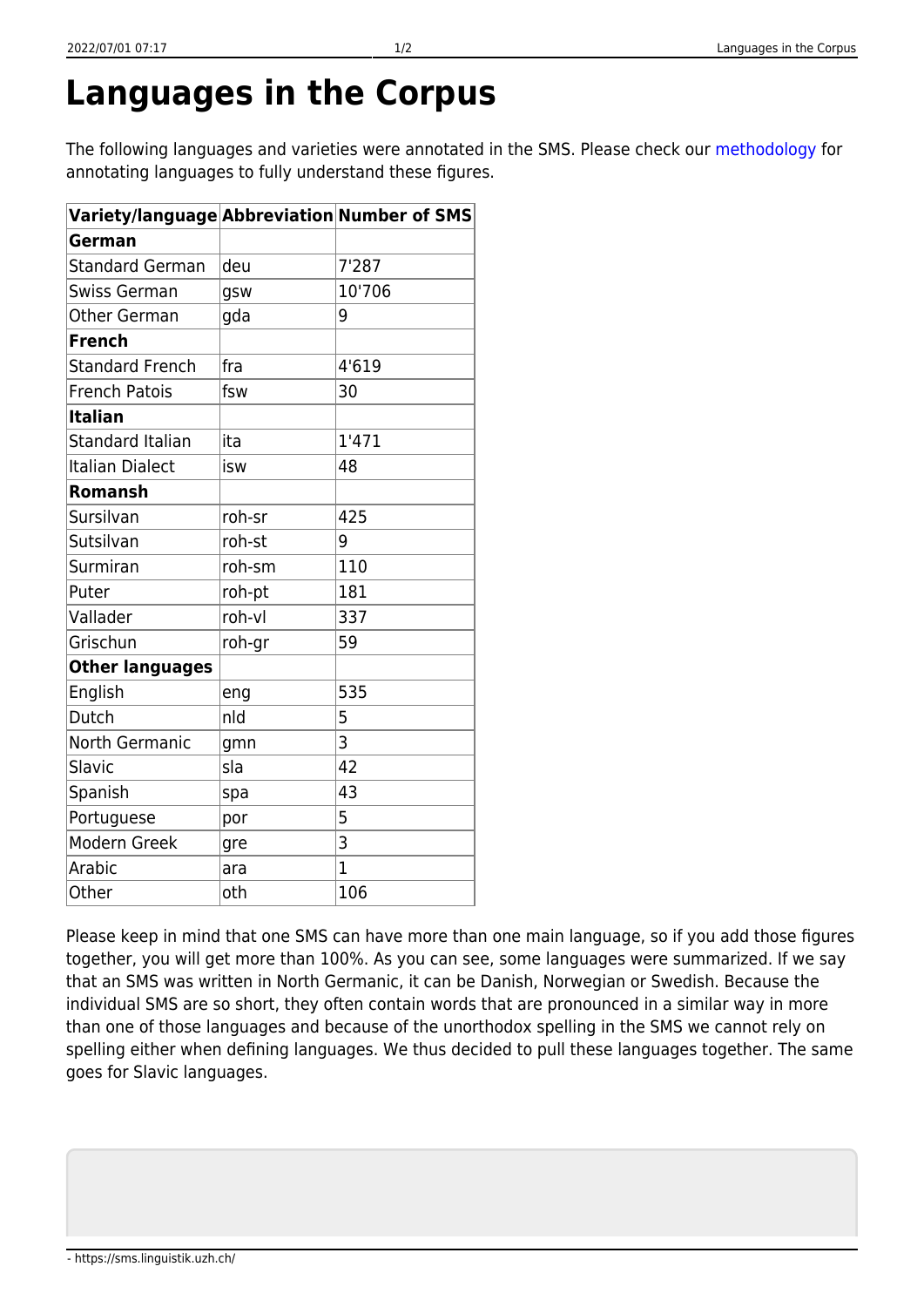# Languages in the Corpus

The following languages and varieties were annotated in the SMS. Please check our methodology for annotating languages to fully understand these figures.

| Variety/language | Abbreviation | Number of SMS |
|---|---|---|
| **German** | | |
| Standard German | deu | 7'287 |
| Swiss German | gsw | 10'706 |
| Other German | gda | 9 |
| **French** | | |
| Standard French | fra | 4'619 |
| French Patois | fsw | 30 |
| **Italian** | | |
| Standard Italian | ita | 1'471 |
| Italian Dialect | isw | 48 |
| **Romansh** | | |
| Sursilvan | roh-sr | 425 |
| Sutsilvan | roh-st | 9 |
| Surmiran | roh-sm | 110 |
| Puter | roh-pt | 181 |
| Vallader | roh-vl | 337 |
| Grischun | roh-gr | 59 |
| **Other languages** | | |
| English | eng | 535 |
| Dutch | nld | 5 |
| North Germanic | gmn | 3 |
| Slavic | sla | 42 |
| Spanish | spa | 43 |
| Portuguese | por | 5 |
| Modern Greek | gre | 3 |
| Arabic | ara | 1 |
| Other | oth | 106 |

Please keep in mind that one SMS can have more than one main language, so if you add those figures together, you will get more than 100%. As you can see, some languages were summarized. If we say that an SMS was written in North Germanic, it can be Danish, Norwegian or Swedish. Because the individual SMS are so short, they often contain words that are pronounced in a similar way in more than one of those languages and because of the unorthodox spelling in the SMS we cannot rely on spelling either when defining languages. We thus decided to pull these languages together. The same goes for Slavic languages.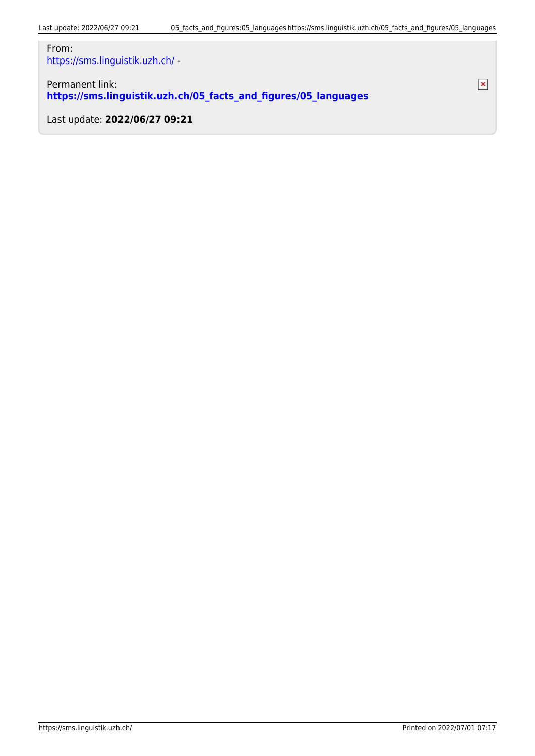From:
https://sms.linguistik.uzh.ch/ -

Permanent link:
**https://sms.linguistik.uzh.ch/05_facts_and_figures/05_languages**

Last update: **2022/06/27 09:21**